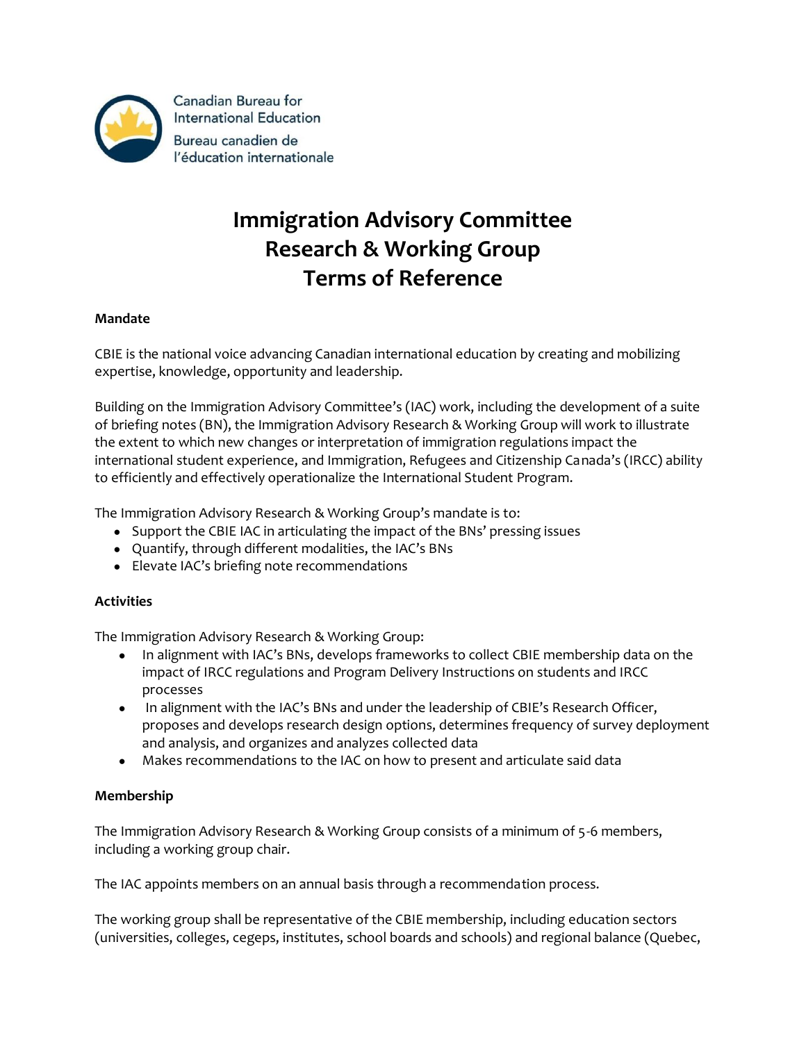Canadian Bureau for International Education
Bureau canadien de l'éducation internationale

# Immigration Advisory Committee Research & Working Group Terms of Reference

### Mandate

CBIE is the national voice advancing Canadian international education by creating and mobilizing expertise, knowledge, opportunity and leadership.

Building on the Immigration Advisory Committee's (IAC) work, including the development of a suite of briefing notes (BN), the Immigration Advisory Research & Working Group will work to illustrate the extent to which new changes or interpretation of immigration regulations impact the international student experience, and Immigration, Refugees and Citizenship Canada's (IRCC) ability to efficiently and effectively operationalize the International Student Program.

The Immigration Advisory Research & Working Group's mandate is to:

- Support the CBIE IAC in articulating the impact of the BNs' pressing issues
- Quantify, through different modalities, the IAC's BNs
- Elevate IAC's briefing note recommendations

### Activities

The Immigration Advisory Research & Working Group:

- In alignment with IAC's BNs, develops frameworks to collect CBIE membership data on the impact of IRCC regulations and Program Delivery Instructions on students and IRCC processes
- In alignment with the IAC's BNs and under the leadership of CBIE's Research Officer, proposes and develops research design options, determines frequency of survey deployment and analysis, and organizes and analyzes collected data
- Makes recommendations to the IAC on how to present and articulate said data

### Membership

The Immigration Advisory Research & Working Group consists of a minimum of 5-6 members, including a working group chair.

The IAC appoints members on an annual basis through a recommendation process.

The working group shall be representative of the CBIE membership, including education sectors (universities, colleges, cegeps, institutes, school boards and schools) and regional balance (Quebec,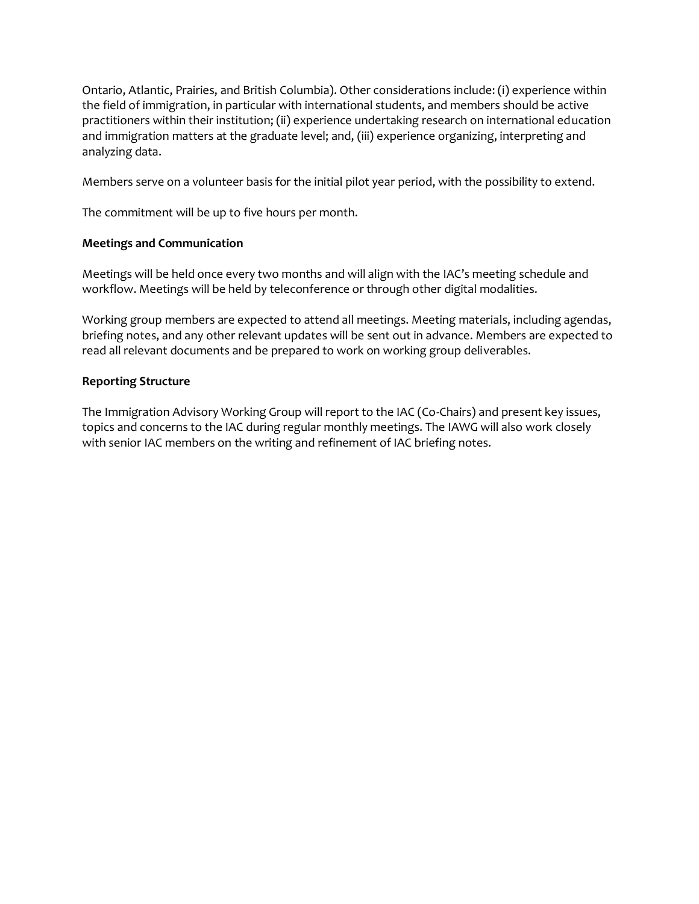Ontario, Atlantic, Prairies, and British Columbia). Other considerations include: (i) experience within the field of immigration, in particular with international students, and members should be active practitioners within their institution; (ii) experience undertaking research on international education and immigration matters at the graduate level; and, (iii) experience organizing, interpreting and analyzing data.

Members serve on a volunteer basis for the initial pilot year period, with the possibility to extend.

The commitment will be up to five hours per month.

**Meetings and Communication**

Meetings will be held once every two months and will align with the IAC's meeting schedule and workflow. Meetings will be held by teleconference or through other digital modalities.

Working group members are expected to attend all meetings. Meeting materials, including agendas, briefing notes, and any other relevant updates will be sent out in advance. Members are expected to read all relevant documents and be prepared to work on working group deliverables.

**Reporting Structure**

The Immigration Advisory Working Group will report to the IAC (Co-Chairs) and present key issues, topics and concerns to the IAC during regular monthly meetings. The IAWG will also work closely with senior IAC members on the writing and refinement of IAC briefing notes.